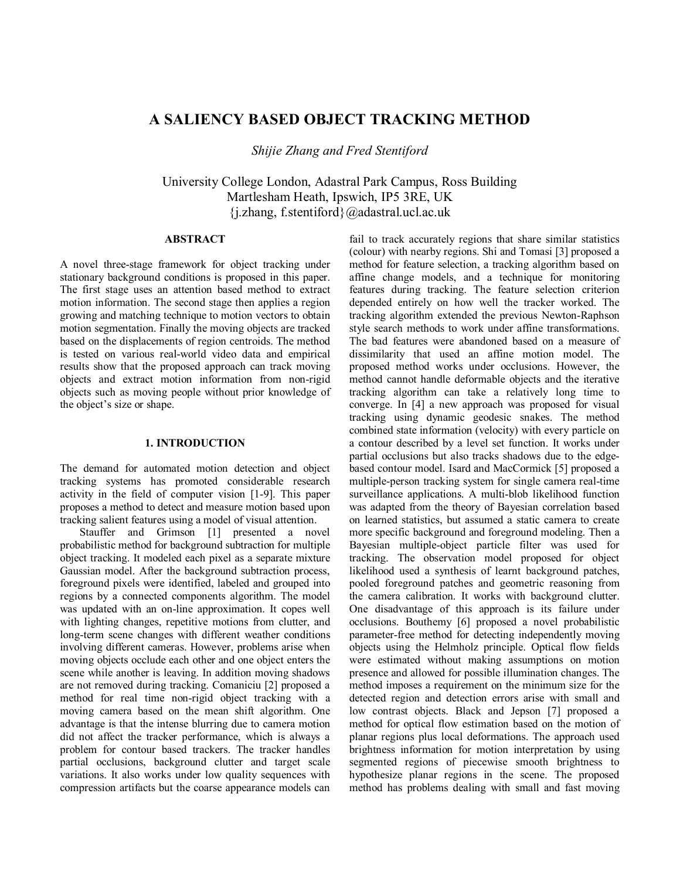# A SALIENCY BASED OBJECT TRACKING METHOD

*Shijie Zhang and Fred Stentiford*

University College London, Adastral Park Campus, Ross Building
Martlesham Heath, Ipswich, IP5 3RE, UK
{j.zhang, f.stentiford}@adastral.ucl.ac.uk

## ABSTRACT

A novel three-stage framework for object tracking under stationary background conditions is proposed in this paper. The first stage uses an attention based method to extract motion information. The second stage then applies a region growing and matching technique to motion vectors to obtain motion segmentation. Finally the moving objects are tracked based on the displacements of region centroids. The method is tested on various real-world video data and empirical results show that the proposed approach can track moving objects and extract motion information from non-rigid objects such as moving people without prior knowledge of the object's size or shape.

## 1. INTRODUCTION

The demand for automated motion detection and object tracking systems has promoted considerable research activity in the field of computer vision [1-9]. This paper proposes a method to detect and measure motion based upon tracking salient features using a model of visual attention.

Stauffer and Grimson [1] presented a novel probabilistic method for background subtraction for multiple object tracking. It modeled each pixel as a separate mixture Gaussian model. After the background subtraction process, foreground pixels were identified, labeled and grouped into regions by a connected components algorithm. The model was updated with an on-line approximation. It copes well with lighting changes, repetitive motions from clutter, and long-term scene changes with different weather conditions involving different cameras. However, problems arise when moving objects occlude each other and one object enters the scene while another is leaving. In addition moving shadows are not removed during tracking. Comaniciu [2] proposed a method for real time non-rigid object tracking with a moving camera based on the mean shift algorithm. One advantage is that the intense blurring due to camera motion did not affect the tracker performance, which is always a problem for contour based trackers. The tracker handles partial occlusions, background clutter and target scale variations. It also works under low quality sequences with compression artifacts but the coarse appearance models can fail to track accurately regions that share similar statistics (colour) with nearby regions. Shi and Tomasi [3] proposed a method for feature selection, a tracking algorithm based on affine change models, and a technique for monitoring features during tracking. The feature selection criterion depended entirely on how well the tracker worked. The tracking algorithm extended the previous Newton-Raphson style search methods to work under affine transformations. The bad features were abandoned based on a measure of dissimilarity that used an affine motion model. The proposed method works under occlusions. However, the method cannot handle deformable objects and the iterative tracking algorithm can take a relatively long time to converge. In [4] a new approach was proposed for visual tracking using dynamic geodesic snakes. The method combined state information (velocity) with every particle on a contour described by a level set function. It works under partial occlusions but also tracks shadows due to the edge-based contour model. Isard and MacCormick [5] proposed a multiple-person tracking system for single camera real-time surveillance applications. A multi-blob likelihood function was adapted from the theory of Bayesian correlation based on learned statistics, but assumed a static camera to create more specific background and foreground modeling. Then a Bayesian multiple-object particle filter was used for tracking. The observation model proposed for object likelihood used a synthesis of learnt background patches, pooled foreground patches and geometric reasoning from the camera calibration. It works with background clutter. One disadvantage of this approach is its failure under occlusions. Bouthemy [6] proposed a novel probabilistic parameter-free method for detecting independently moving objects using the Helmholz principle. Optical flow fields were estimated without making assumptions on motion presence and allowed for possible illumination changes. The method imposes a requirement on the minimum size for the detected region and detection errors arise with small and low contrast objects. Black and Jepson [7] proposed a method for optical flow estimation based on the motion of planar regions plus local deformations. The approach used brightness information for motion interpretation by using segmented regions of piecewise smooth brightness to hypothesize planar regions in the scene. The proposed method has problems dealing with small and fast moving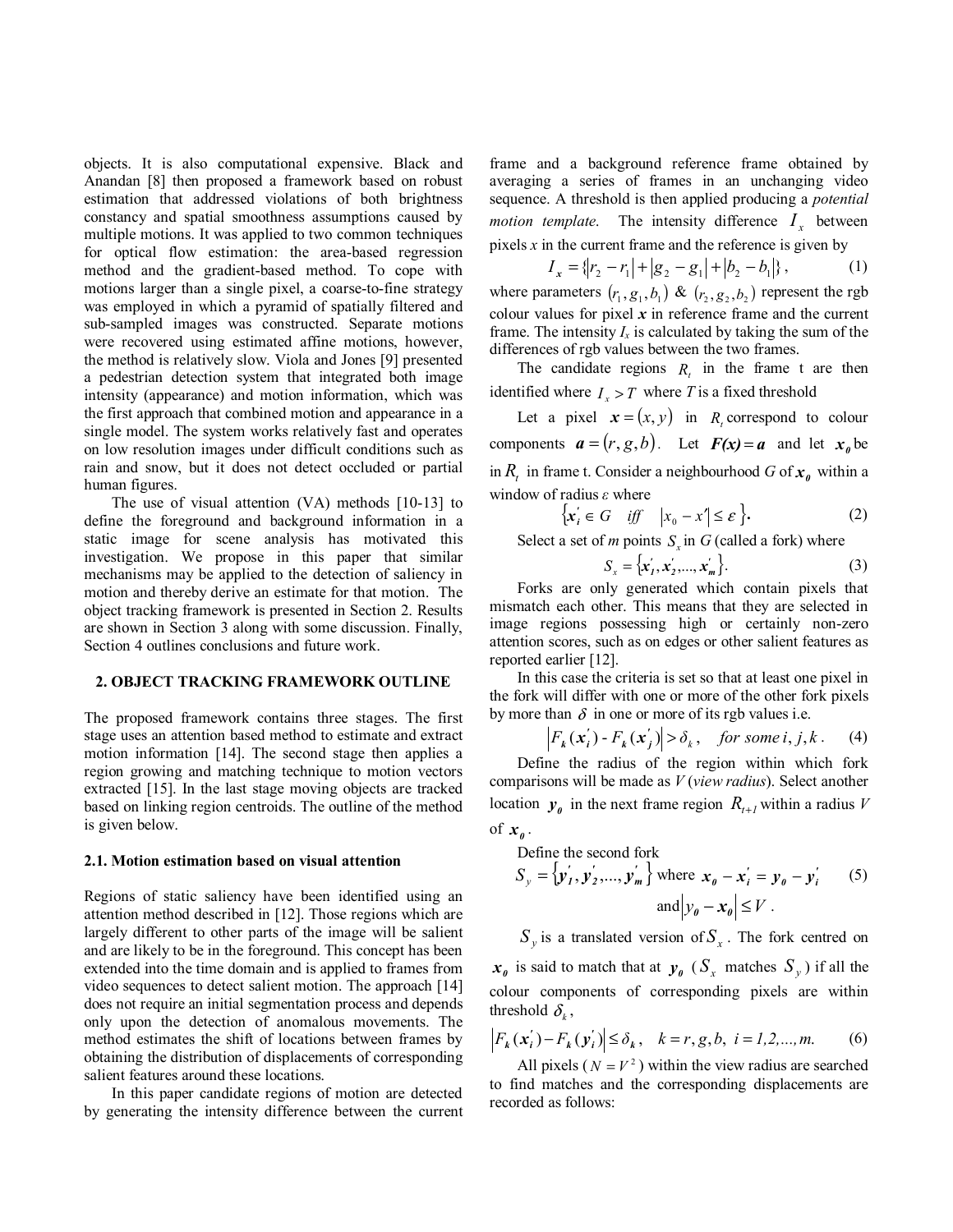objects. It is also computational expensive. Black and Anandan [8] then proposed a framework based on robust estimation that addressed violations of both brightness constancy and spatial smoothness assumptions caused by multiple motions. It was applied to two common techniques for optical flow estimation: the area-based regression method and the gradient-based method. To cope with motions larger than a single pixel, a coarse-to-fine strategy was employed in which a pyramid of spatially filtered and sub-sampled images was constructed. Separate motions were recovered using estimated affine motions, however, the method is relatively slow. Viola and Jones [9] presented a pedestrian detection system that integrated both image intensity (appearance) and motion information, which was the first approach that combined motion and appearance in a single model. The system works relatively fast and operates on low resolution images under difficult conditions such as rain and snow, but it does not detect occluded or partial human figures.

The use of visual attention (VA) methods [10-13] to define the foreground and background information in a static image for scene analysis has motivated this investigation. We propose in this paper that similar mechanisms may be applied to the detection of saliency in motion and thereby derive an estimate for that motion. The object tracking framework is presented in Section 2. Results are shown in Section 3 along with some discussion. Finally, Section 4 outlines conclusions and future work.

## 2. OBJECT TRACKING FRAMEWORK OUTLINE

The proposed framework contains three stages. The first stage uses an attention based method to estimate and extract motion information [14]. The second stage then applies a region growing and matching technique to motion vectors extracted [15]. In the last stage moving objects are tracked based on linking region centroids. The outline of the method is given below.

### 2.1. Motion estimation based on visual attention

Regions of static saliency have been identified using an attention method described in [12]. Those regions which are largely different to other parts of the image will be salient and are likely to be in the foreground. This concept has been extended into the time domain and is applied to frames from video sequences to detect salient motion. The approach [14] does not require an initial segmentation process and depends only upon the detection of anomalous movements. The method estimates the shift of locations between frames by obtaining the distribution of displacements of corresponding salient features around these locations.

In this paper candidate regions of motion are detected by generating the intensity difference between the current frame and a background reference frame obtained by averaging a series of frames in an unchanging video sequence. A threshold is then applied producing a *potential motion template.* The intensity difference $I_x$ between pixels *x* in the current frame and the reference is given by

$$I_{\boldsymbol{x}} = \{|r_2 - r_1| + |g_2 - g_1| + |b_2 - b_1|\}, \tag{1}$$

where parameters $(r_1, g_1, b_1)$ & $(r_2, g_2, b_2)$ represent the rgb colour values for pixel $\boldsymbol{x}$ in reference frame and the current frame. The intensity $I_x$ is calculated by taking the sum of the differences of rgb values between the two frames.

The candidate regions $R_t$ in the frame t are then identified where $I_x > T$ where $T$ is a fixed threshold

Let a pixel $\boldsymbol{x} = (x, y)$ in $R_t$ correspond to colour components $\boldsymbol{a} = (r, g, b)$. Let $\boldsymbol{F(x) = a}$ and let $\boldsymbol{x_0}$ be in $R_t$ in frame t. Consider a neighbourhood $G$ of $\boldsymbol{x_0}$ within a window of radius *ε* where

$$\{\boldsymbol{x}'_i \in G \quad iff \quad |x_0 - x'| \le \varepsilon\}. \tag{2}$$

Select a set of *m* points $S_x$ in $G$ (called a fork) where

$$S_x = \{\boldsymbol{x}'_1, \boldsymbol{x}'_2, ..., \boldsymbol{x}'_m\}. \tag{3}$$

Forks are only generated which contain pixels that mismatch each other. This means that they are selected in image regions possessing high or certainly non-zero attention scores, such as on edges or other salient features as reported earlier [12].

In this case the criteria is set so that at least one pixel in the fork will differ with one or more of the other fork pixels by more than $\delta$ in one or more of its rgb values i.e.

$$|F_k(\boldsymbol{x}'_i) - F_k(\boldsymbol{x}'_j)| > \delta_k, \quad for\ some\ i, j, k. \tag{4}$$

Define the radius of the region within which fork comparisons will be made as $V$ (*view radius*). Select another location $\boldsymbol{y_0}$ in the next frame region $R_{t+1}$ within a radius $V$ of $\boldsymbol{x_0}$.

Define the second fork

$$S_y = \{\boldsymbol{y}'_1, \boldsymbol{y}'_2, ..., \boldsymbol{y}'_m\} \text{ where } \boldsymbol{x_0} - \boldsymbol{x}'_i = \boldsymbol{y_0} - \boldsymbol{y}'_i \text{ and } |\boldsymbol{y_0} - \boldsymbol{x_0}| \le V. \tag{5}$$

$S_y$ is a translated version of $S_x$. The fork centred on $\boldsymbol{x_0}$ is said to match that at $\boldsymbol{y_0}$ ($S_x$ matches $S_y$) if all the colour components of corresponding pixels are within threshold $\delta_k$,

$$|F_k(\boldsymbol{x}'_i) - F_k(\boldsymbol{y}'_i)| \le \delta_k, \quad k = r, g, b, \ i = 1, 2, ..., m. \tag{6}$$

All pixels ($N = V^2$) within the view radius are searched to find matches and the corresponding displacements are recorded as follows: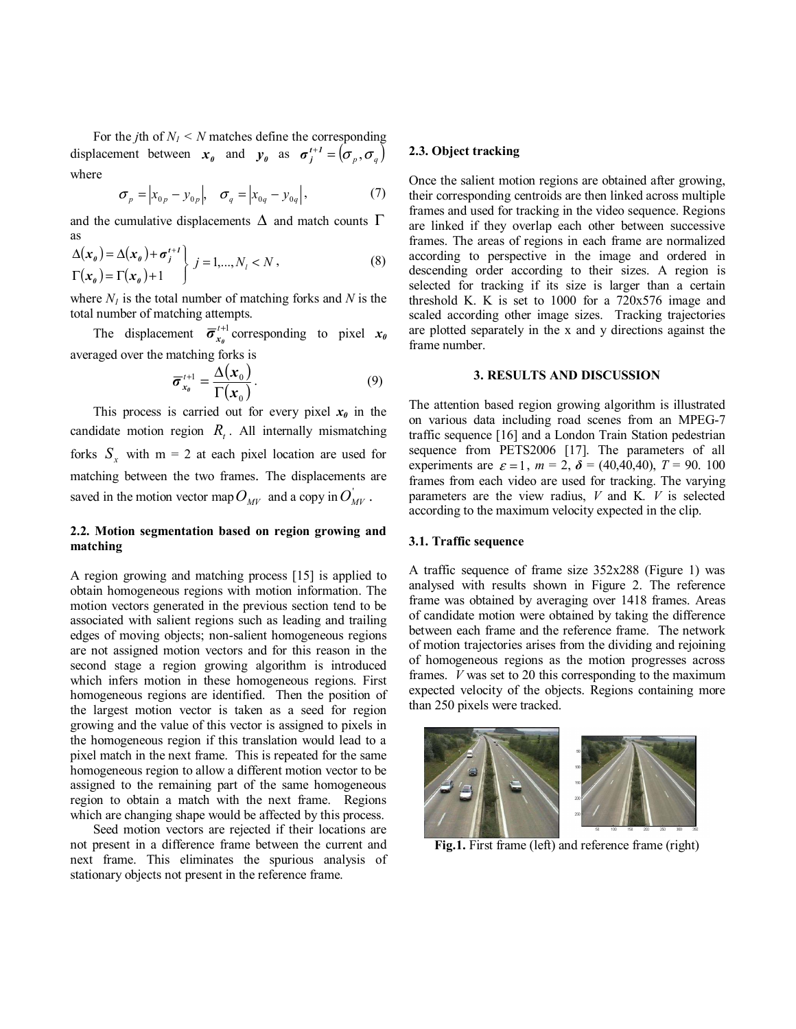For the $j$th of $N_I < N$ matches define the corresponding displacement between $\boldsymbol{x_0}$ and $\boldsymbol{y_0}$ as $\boldsymbol{\sigma}_j^{t+1} = (\sigma_p, \sigma_q)$ where

$$\sigma_p = |x_{0p} - y_{0p}|, \quad \sigma_q = |x_{0q} - y_{0q}|, \tag{7}$$

and the cumulative displacements $\Delta$ and match counts $\Gamma$ as

$$\left.\begin{aligned} \Delta(\boldsymbol{x_0}) &= \Delta(\boldsymbol{x_0}) + \boldsymbol{\sigma}_j^{t+1} \\ \Gamma(\boldsymbol{x_0}) &= \Gamma(\boldsymbol{x_0}) + 1 \end{aligned}\right\} j = 1, ..., N_I < N, \tag{8}$$

where $N_I$ is the total number of matching forks and $N$ is the total number of matching attempts.

The displacement $\overline{\boldsymbol{\sigma}}_{\boldsymbol{x_0}}^{t+1}$ corresponding to pixel $\boldsymbol{x_0}$ averaged over the matching forks is

$$\overline{\boldsymbol{\sigma}}_{\boldsymbol{x_0}}^{t+1} = \frac{\Delta(\boldsymbol{x}_0)}{\Gamma(\boldsymbol{x}_0)}. \tag{9}$$

This process is carried out for every pixel $\boldsymbol{x_0}$ in the candidate motion region $R_t$. All internally mismatching forks $S_x$ with m = 2 at each pixel location are used for matching between the two frames. The displacements are saved in the motion vector map $O_{MV}$ and a copy in $O_{MV}^{'}$.

### 2.2. Motion segmentation based on region growing and matching

A region growing and matching process [15] is applied to obtain homogeneous regions with motion information. The motion vectors generated in the previous section tend to be associated with salient regions such as leading and trailing edges of moving objects; non-salient homogeneous regions are not assigned motion vectors and for this reason in the second stage a region growing algorithm is introduced which infers motion in these homogeneous regions. First homogeneous regions are identified. Then the position of the largest motion vector is taken as a seed for region growing and the value of this vector is assigned to pixels in the homogeneous region if this translation would lead to a pixel match in the next frame. This is repeated for the same homogeneous region to allow a different motion vector to be assigned to the remaining part of the same homogeneous region to obtain a match with the next frame. Regions which are changing shape would be affected by this process.

Seed motion vectors are rejected if their locations are not present in a difference frame between the current and next frame. This eliminates the spurious analysis of stationary objects not present in the reference frame.

### 2.3. Object tracking

Once the salient motion regions are obtained after growing, their corresponding centroids are then linked across multiple frames and used for tracking in the video sequence. Regions are linked if they overlap each other between successive frames. The areas of regions in each frame are normalized according to perspective in the image and ordered in descending order according to their sizes. A region is selected for tracking if its size is larger than a certain threshold K. K is set to 1000 for a 720x576 image and scaled according other image sizes. Tracking trajectories are plotted separately in the x and y directions against the frame number.

## 3. RESULTS AND DISCUSSION

The attention based region growing algorithm is illustrated on various data including road scenes from an MPEG-7 traffic sequence [16] and a London Train Station pedestrian sequence from PETS2006 [17]. The parameters of all experiments are $\varepsilon = 1$, $m = 2$, $\boldsymbol{\delta} = (40,40,40)$, $T = 90$. 100 frames from each video are used for tracking. The varying parameters are the view radius, $V$ and K. $V$ is selected according to the maximum velocity expected in the clip.

### 3.1. Traffic sequence

A traffic sequence of frame size 352x288 (Figure 1) was analysed with results shown in Figure 2. The reference frame was obtained by averaging over 1418 frames. Areas of candidate motion were obtained by taking the difference between each frame and the reference frame. The network of motion trajectories arises from the dividing and rejoining of homogeneous regions as the motion progresses across frames. $V$ was set to 20 this corresponding to the maximum expected velocity of the objects. Regions containing more than 250 pixels were tracked.

**Fig.1.** First frame (left) and reference frame (right)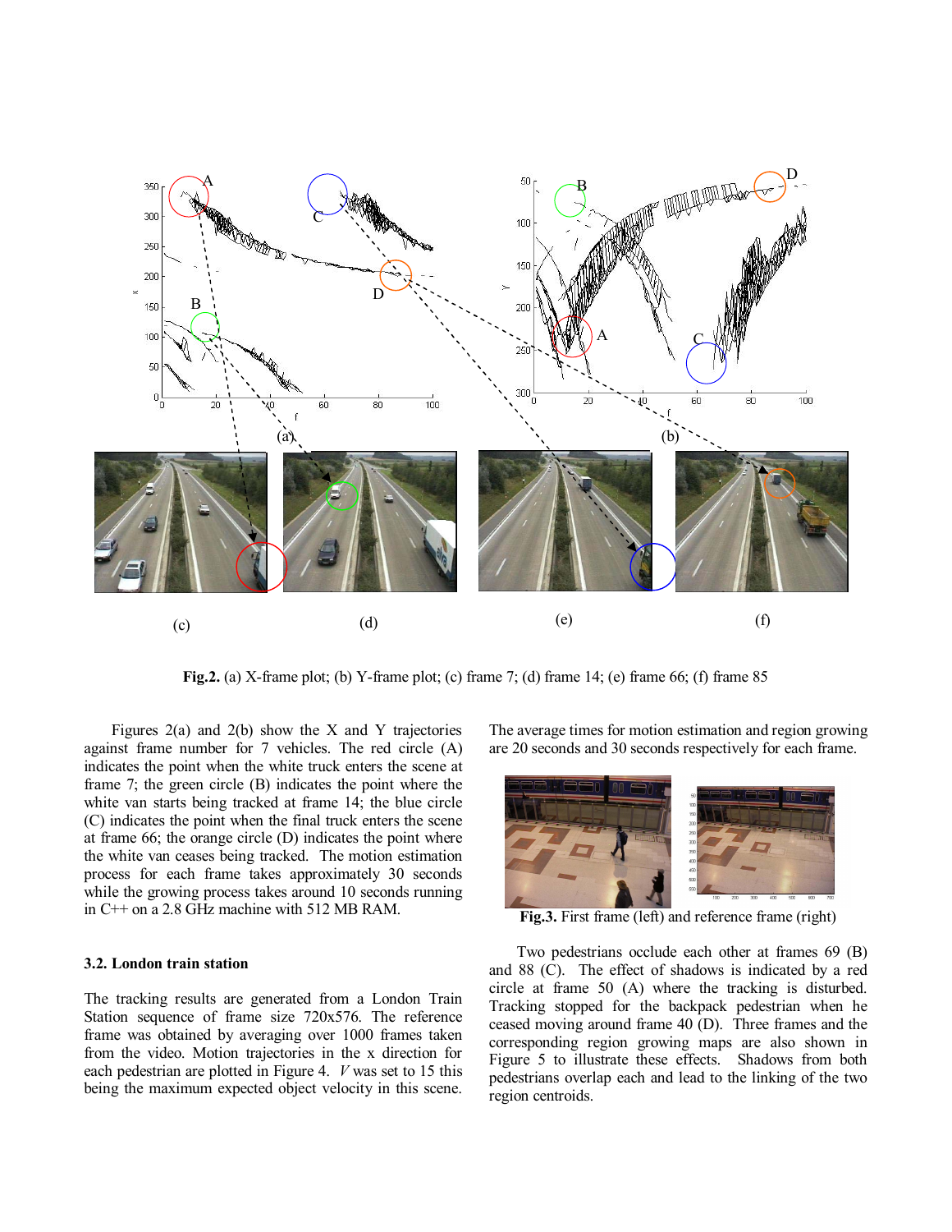**Fig.2.** (a) X-frame plot; (b) Y-frame plot; (c) frame 7; (d) frame 14; (e) frame 66; (f) frame 85

Figures 2(a) and 2(b) show the X and Y trajectories against frame number for 7 vehicles. The red circle (A) indicates the point when the white truck enters the scene at frame 7; the green circle (B) indicates the point where the white van starts being tracked at frame 14; the blue circle (C) indicates the point when the final truck enters the scene at frame 66; the orange circle (D) indicates the point where the white van ceases being tracked. The motion estimation process for each frame takes approximately 30 seconds while the growing process takes around 10 seconds running in C++ on a 2.8 GHz machine with 512 MB RAM.

### 3.2. London train station

The tracking results are generated from a London Train Station sequence of frame size 720x576. The reference frame was obtained by averaging over 1000 frames taken from the video. Motion trajectories in the x direction for each pedestrian are plotted in Figure 4. $V$ was set to 15 this being the maximum expected object velocity in this scene. The average times for motion estimation and region growing are 20 seconds and 30 seconds respectively for each frame.

**Fig.3.** First frame (left) and reference frame (right)

Two pedestrians occlude each other at frames 69 (B) and 88 (C). The effect of shadows is indicated by a red circle at frame 50 (A) where the tracking is disturbed. Tracking stopped for the backpack pedestrian when he ceased moving around frame 40 (D). Three frames and the corresponding region growing maps are also shown in Figure 5 to illustrate these effects. Shadows from both pedestrians overlap each and lead to the linking of the two region centroids.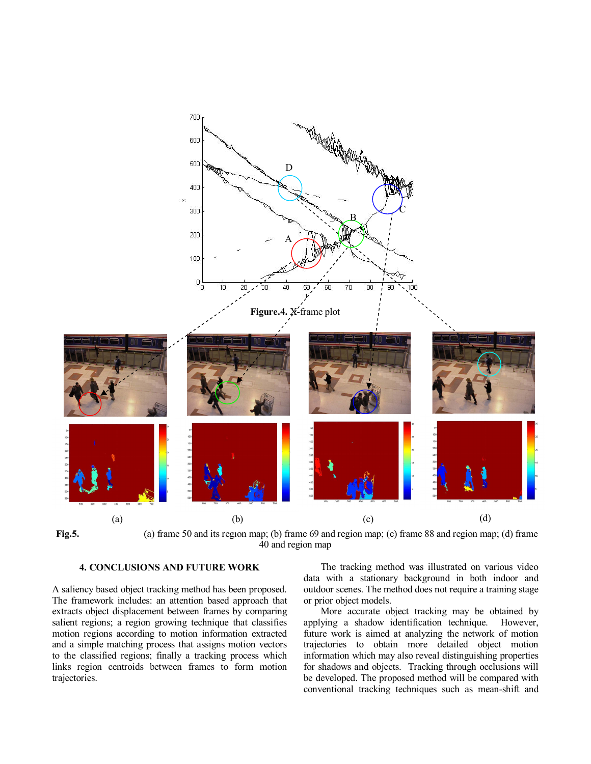**Figure.4.** X-frame plot

**Fig.5.** (a) frame 50 and its region map; (b) frame 69 and region map; (c) frame 88 and region map; (d) frame 40 and region map

### 4. CONCLUSIONS AND FUTURE WORK

A saliency based object tracking method has been proposed. The framework includes: an attention based approach that extracts object displacement between frames by comparing salient regions; a region growing technique that classifies motion regions according to motion information extracted and a simple matching process that assigns motion vectors to the classified regions; finally a tracking process which links region centroids between frames to form motion trajectories.

The tracking method was illustrated on various video data with a stationary background in both indoor and outdoor scenes. The method does not require a training stage or prior object models.

More accurate object tracking may be obtained by applying a shadow identification technique. However, future work is aimed at analyzing the network of motion trajectories to obtain more detailed object motion information which may also reveal distinguishing properties for shadows and objects. Tracking through occlusions will be developed. The proposed method will be compared with conventional tracking techniques such as mean-shift and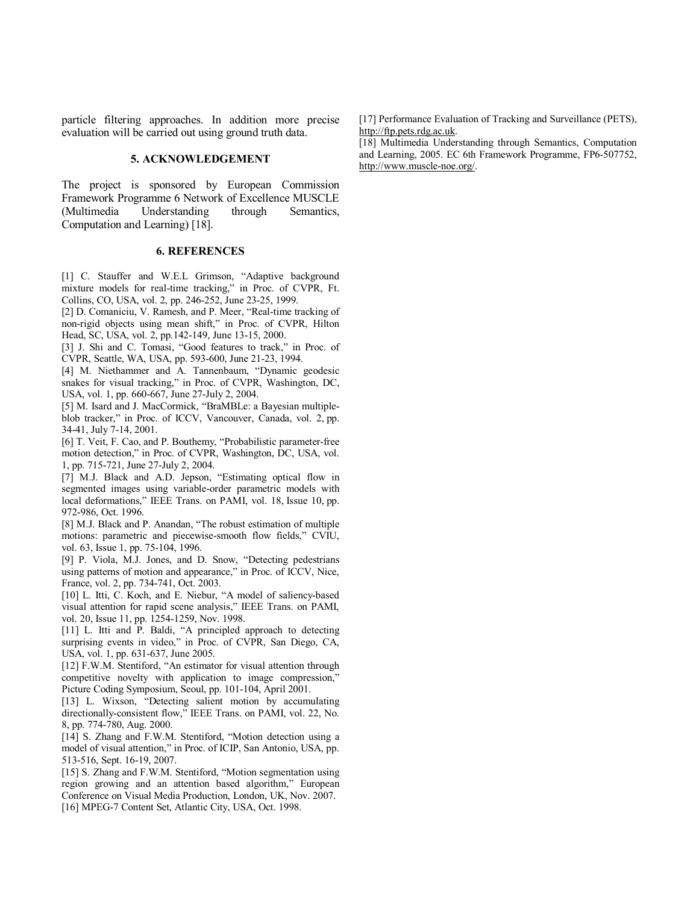particle filtering approaches. In addition more precise evaluation will be carried out using ground truth data.

## 5. ACKNOWLEDGEMENT

The project is sponsored by European Commission Framework Programme 6 Network of Excellence MUSCLE (Multimedia Understanding through Semantics, Computation and Learning) [18].

## 6. REFERENCES

[1] C. Stauffer and W.E.L Grimson, "Adaptive background mixture models for real-time tracking," in Proc. of CVPR, Ft. Collins, CO, USA, vol. 2, pp. 246-252, June 23-25, 1999.

[2] D. Comaniciu, V. Ramesh, and P. Meer, "Real-time tracking of non-rigid objects using mean shift," in Proc. of CVPR, Hilton Head, SC, USA, vol. 2, pp.142-149, June 13-15, 2000.

[3] J. Shi and C. Tomasi, "Good features to track," in Proc. of CVPR, Seattle, WA, USA, pp. 593-600, June 21-23, 1994.

[4] M. Niethammer and A. Tannenbaum, "Dynamic geodesic snakes for visual tracking," in Proc. of CVPR, Washington, DC, USA, vol. 1, pp. 660-667, June 27-July 2, 2004.

[5] M. Isard and J. MacCormick, "BraMBLe: a Bayesian multiple-blob tracker," in Proc. of ICCV, Vancouver, Canada, vol. 2, pp. 34-41, July 7-14, 2001.

[6] T. Veit, F. Cao, and P. Bouthemy, "Probabilistic parameter-free motion detection," in Proc. of CVPR, Washington, DC, USA, vol. 1, pp. 715-721, June 27-July 2, 2004.

[7] M.J. Black and A.D. Jepson, "Estimating optical flow in segmented images using variable-order parametric models with local deformations," IEEE Trans. on PAMI, vol. 18, Issue 10, pp. 972-986, Oct. 1996.

[8] M.J. Black and P. Anandan, "The robust estimation of multiple motions: parametric and piecewise-smooth flow fields," CVIU, vol. 63, Issue 1, pp. 75-104, 1996.

[9] P. Viola, M.J. Jones, and D. Snow, "Detecting pedestrians using patterns of motion and appearance," in Proc. of ICCV, Nice, France, vol. 2, pp. 734-741, Oct. 2003.

[10] L. Itti, C. Koch, and E. Niebur, "A model of saliency-based visual attention for rapid scene analysis," IEEE Trans. on PAMI, vol. 20, Issue 11, pp. 1254-1259, Nov. 1998.

[11] L. Itti and P. Baldi, "A principled approach to detecting surprising events in video," in Proc. of CVPR, San Diego, CA, USA, vol. 1, pp. 631-637, June 2005.

[12] F.W.M. Stentiford, "An estimator for visual attention through competitive novelty with application to image compression," Picture Coding Symposium, Seoul, pp. 101-104, April 2001.

[13] L. Wixson, "Detecting salient motion by accumulating directionally-consistent flow," IEEE Trans. on PAMI, vol. 22, No. 8, pp. 774-780, Aug. 2000.

[14] S. Zhang and F.W.M. Stentiford, "Motion detection using a model of visual attention," in Proc. of ICIP, San Antonio, USA, pp. 513-516, Sept. 16-19, 2007.

[15] S. Zhang and F.W.M. Stentiford, "Motion segmentation using region growing and an attention based algorithm," European Conference on Visual Media Production, London, UK, Nov. 2007.

[16] MPEG-7 Content Set, Atlantic City, USA, Oct. 1998.

[17] Performance Evaluation of Tracking and Surveillance (PETS), http://ftp.pets.rdg.ac.uk.

[18] Multimedia Understanding through Semantics, Computation and Learning, 2005. EC 6th Framework Programme, FP6-507752, http://www.muscle-noe.org/.